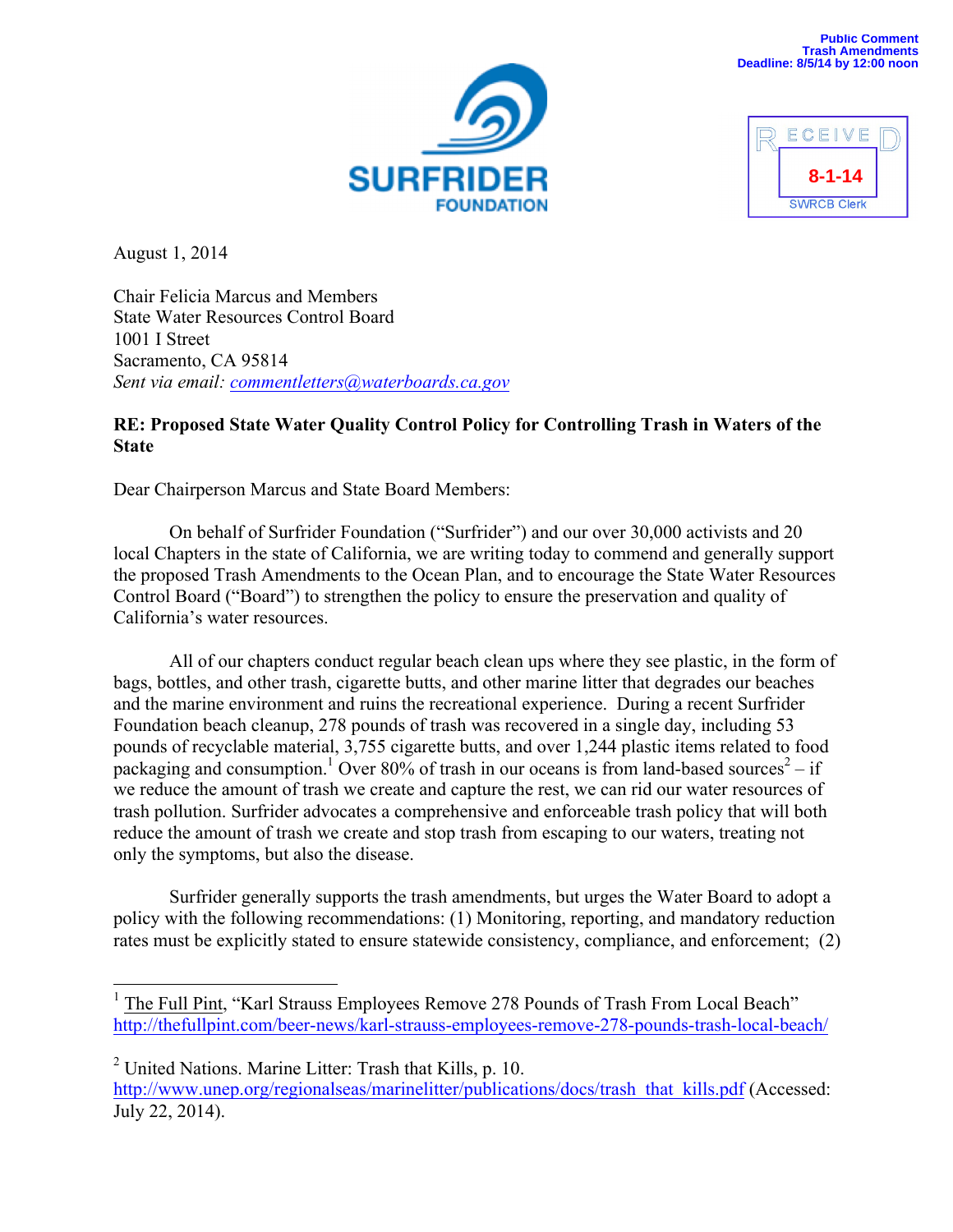Public Comment
Trash Amendments
Deadline: 8/5/14 by 12:00 noon

RECEIVED
8-1-14
SWRCB Clerk

SURFRIDER FOUNDATION

August 1, 2014

Chair Felicia Marcus and Members
State Water Resources Control Board
1001 I Street
Sacramento, CA 95814
*Sent via email: commentletters@waterboards.ca.gov*

**RE: Proposed State Water Quality Control Policy for Controlling Trash in Waters of the State**

Dear Chairperson Marcus and State Board Members:

On behalf of Surfrider Foundation ("Surfrider") and our over 30,000 activists and 20 local Chapters in the state of California, we are writing today to commend and generally support the proposed Trash Amendments to the Ocean Plan, and to encourage the State Water Resources Control Board ("Board") to strengthen the policy to ensure the preservation and quality of California's water resources.

All of our chapters conduct regular beach clean ups where they see plastic, in the form of bags, bottles, and other trash, cigarette butts, and other marine litter that degrades our beaches and the marine environment and ruins the recreational experience. During a recent Surfrider Foundation beach cleanup, 278 pounds of trash was recovered in a single day, including 53 pounds of recyclable material, 3,755 cigarette butts, and over 1,244 plastic items related to food packaging and consumption.[1] Over 80% of trash in our oceans is from land-based sources[2] – if we reduce the amount of trash we create and capture the rest, we can rid our water resources of trash pollution. Surfrider advocates a comprehensive and enforceable trash policy that will both reduce the amount of trash we create and stop trash from escaping to our waters, treating not only the symptoms, but also the disease.

Surfrider generally supports the trash amendments, but urges the Water Board to adopt a policy with the following recommendations: (1) Monitoring, reporting, and mandatory reduction rates must be explicitly stated to ensure statewide consistency, compliance, and enforcement; (2)

---

[1] The Full Pint, "Karl Strauss Employees Remove 278 Pounds of Trash From Local Beach" http://thefullpint.com/beer-news/karl-strauss-employees-remove-278-pounds-trash-local-beach/

[2] United Nations. Marine Litter: Trash that Kills, p. 10. http://www.unep.org/regionalseas/marinelitter/publications/docs/trash_that_kills.pdf (Accessed: July 22, 2014).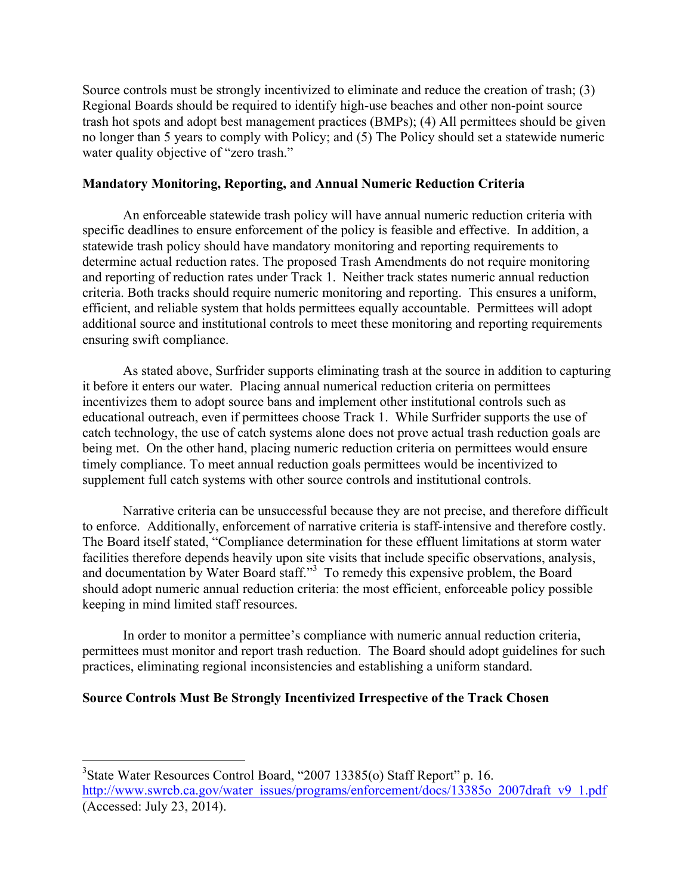Source controls must be strongly incentivized to eliminate and reduce the creation of trash; (3) Regional Boards should be required to identify high-use beaches and other non-point source trash hot spots and adopt best management practices (BMPs); (4) All permittees should be given no longer than 5 years to comply with Policy; and (5) The Policy should set a statewide numeric water quality objective of "zero trash."

**Mandatory Monitoring, Reporting, and Annual Numeric Reduction Criteria**

An enforceable statewide trash policy will have annual numeric reduction criteria with specific deadlines to ensure enforcement of the policy is feasible and effective. In addition, a statewide trash policy should have mandatory monitoring and reporting requirements to determine actual reduction rates. The proposed Trash Amendments do not require monitoring and reporting of reduction rates under Track 1. Neither track states numeric annual reduction criteria. Both tracks should require numeric monitoring and reporting. This ensures a uniform, efficient, and reliable system that holds permittees equally accountable. Permittees will adopt additional source and institutional controls to meet these monitoring and reporting requirements ensuring swift compliance.

As stated above, Surfrider supports eliminating trash at the source in addition to capturing it before it enters our water. Placing annual numerical reduction criteria on permittees incentivizes them to adopt source bans and implement other institutional controls such as educational outreach, even if permittees choose Track 1. While Surfrider supports the use of catch technology, the use of catch systems alone does not prove actual trash reduction goals are being met. On the other hand, placing numeric reduction criteria on permittees would ensure timely compliance. To meet annual reduction goals permittees would be incentivized to supplement full catch systems with other source controls and institutional controls.

Narrative criteria can be unsuccessful because they are not precise, and therefore difficult to enforce. Additionally, enforcement of narrative criteria is staff-intensive and therefore costly. The Board itself stated, "Compliance determination for these effluent limitations at storm water facilities therefore depends heavily upon site visits that include specific observations, analysis, and documentation by Water Board staff."[3] To remedy this expensive problem, the Board should adopt numeric annual reduction criteria: the most efficient, enforceable policy possible keeping in mind limited staff resources.

In order to monitor a permittee's compliance with numeric annual reduction criteria, permittees must monitor and report trash reduction. The Board should adopt guidelines for such practices, eliminating regional inconsistencies and establishing a uniform standard.

**Source Controls Must Be Strongly Incentivized Irrespective of the Track Chosen**

---

[3] State Water Resources Control Board, "2007 13385(o) Staff Report" p. 16. http://www.swrcb.ca.gov/water_issues/programs/enforcement/docs/13385o_2007draft_v9_1.pdf (Accessed: July 23, 2014).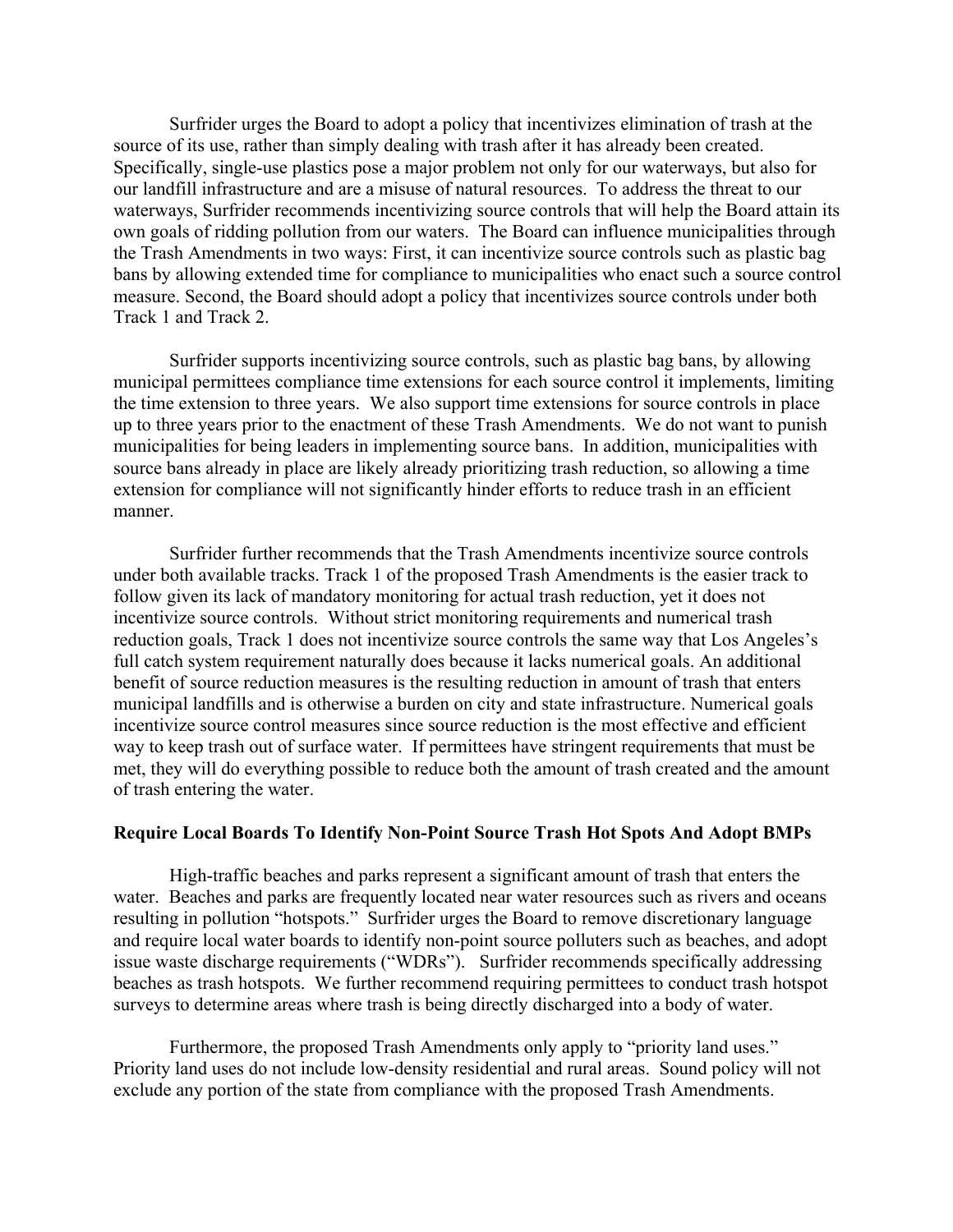Surfrider urges the Board to adopt a policy that incentivizes elimination of trash at the source of its use, rather than simply dealing with trash after it has already been created. Specifically, single-use plastics pose a major problem not only for our waterways, but also for our landfill infrastructure and are a misuse of natural resources. To address the threat to our waterways, Surfrider recommends incentivizing source controls that will help the Board attain its own goals of ridding pollution from our waters. The Board can influence municipalities through the Trash Amendments in two ways: First, it can incentivize source controls such as plastic bag bans by allowing extended time for compliance to municipalities who enact such a source control measure. Second, the Board should adopt a policy that incentivizes source controls under both Track 1 and Track 2.

Surfrider supports incentivizing source controls, such as plastic bag bans, by allowing municipal permittees compliance time extensions for each source control it implements, limiting the time extension to three years. We also support time extensions for source controls in place up to three years prior to the enactment of these Trash Amendments. We do not want to punish municipalities for being leaders in implementing source bans. In addition, municipalities with source bans already in place are likely already prioritizing trash reduction, so allowing a time extension for compliance will not significantly hinder efforts to reduce trash in an efficient manner.

Surfrider further recommends that the Trash Amendments incentivize source controls under both available tracks. Track 1 of the proposed Trash Amendments is the easier track to follow given its lack of mandatory monitoring for actual trash reduction, yet it does not incentivize source controls. Without strict monitoring requirements and numerical trash reduction goals, Track 1 does not incentivize source controls the same way that Los Angeles's full catch system requirement naturally does because it lacks numerical goals. An additional benefit of source reduction measures is the resulting reduction in amount of trash that enters municipal landfills and is otherwise a burden on city and state infrastructure. Numerical goals incentivize source control measures since source reduction is the most effective and efficient way to keep trash out of surface water. If permittees have stringent requirements that must be met, they will do everything possible to reduce both the amount of trash created and the amount of trash entering the water.

**Require Local Boards To Identify Non-Point Source Trash Hot Spots And Adopt BMPs**

High-traffic beaches and parks represent a significant amount of trash that enters the water. Beaches and parks are frequently located near water resources such as rivers and oceans resulting in pollution "hotspots." Surfrider urges the Board to remove discretionary language and require local water boards to identify non-point source polluters such as beaches, and adopt issue waste discharge requirements ("WDRs"). Surfrider recommends specifically addressing beaches as trash hotspots. We further recommend requiring permittees to conduct trash hotspot surveys to determine areas where trash is being directly discharged into a body of water.

Furthermore, the proposed Trash Amendments only apply to "priority land uses." Priority land uses do not include low-density residential and rural areas. Sound policy will not exclude any portion of the state from compliance with the proposed Trash Amendments.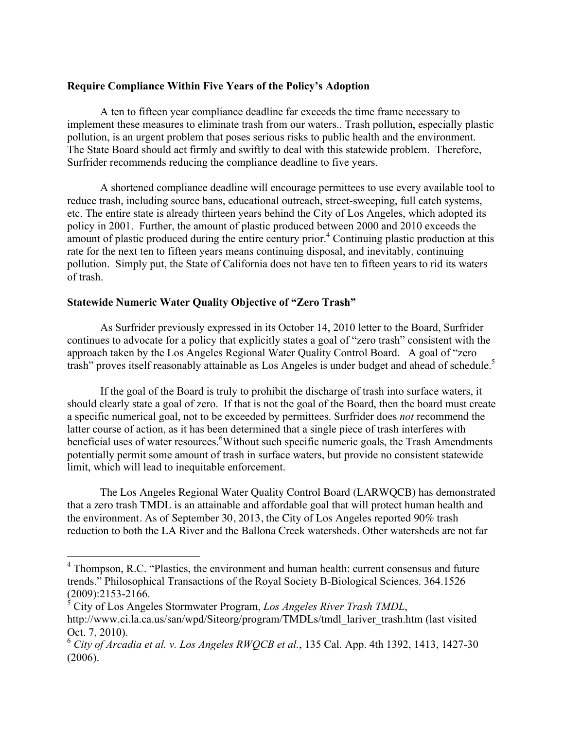**Require Compliance Within Five Years of the Policy's Adoption**

A ten to fifteen year compliance deadline far exceeds the time frame necessary to implement these measures to eliminate trash from our waters.. Trash pollution, especially plastic pollution, is an urgent problem that poses serious risks to public health and the environment. The State Board should act firmly and swiftly to deal with this statewide problem. Therefore, Surfrider recommends reducing the compliance deadline to five years.

A shortened compliance deadline will encourage permittees to use every available tool to reduce trash, including source bans, educational outreach, street-sweeping, full catch systems, etc. The entire state is already thirteen years behind the City of Los Angeles, which adopted its policy in 2001. Further, the amount of plastic produced between 2000 and 2010 exceeds the amount of plastic produced during the entire century prior.[4] Continuing plastic production at this rate for the next ten to fifteen years means continuing disposal, and inevitably, continuing pollution. Simply put, the State of California does not have ten to fifteen years to rid its waters of trash.

**Statewide Numeric Water Quality Objective of "Zero Trash"**

As Surfrider previously expressed in its October 14, 2010 letter to the Board, Surfrider continues to advocate for a policy that explicitly states a goal of "zero trash" consistent with the approach taken by the Los Angeles Regional Water Quality Control Board. A goal of "zero trash" proves itself reasonably attainable as Los Angeles is under budget and ahead of schedule.[5]

If the goal of the Board is truly to prohibit the discharge of trash into surface waters, it should clearly state a goal of zero. If that is not the goal of the Board, then the board must create a specific numerical goal, not to be exceeded by permittees. Surfrider does *not* recommend the latter course of action, as it has been determined that a single piece of trash interferes with beneficial uses of water resources.[6] Without such specific numeric goals, the Trash Amendments potentially permit some amount of trash in surface waters, but provide no consistent statewide limit, which will lead to inequitable enforcement.

The Los Angeles Regional Water Quality Control Board (LARWQCB) has demonstrated that a zero trash TMDL is an attainable and affordable goal that will protect human health and the environment. As of September 30, 2013, the City of Los Angeles reported 90% trash reduction to both the LA River and the Ballona Creek watersheds. Other watersheds are not far

---

[4] Thompson, R.C. "Plastics, the environment and human health: current consensus and future trends." Philosophical Transactions of the Royal Society B-Biological Sciences. 364.1526 (2009):2153-2166.

[5] City of Los Angeles Stormwater Program, *Los Angeles River Trash TMDL*, http://www.ci.la.ca.us/san/wpd/Siteorg/program/TMDLs/tmdl_lariver_trash.htm (last visited Oct. 7, 2010).

[6] *City of Arcadia et al. v. Los Angeles RWQCB et al.*, 135 Cal. App. 4th 1392, 1413, 1427-30 (2006).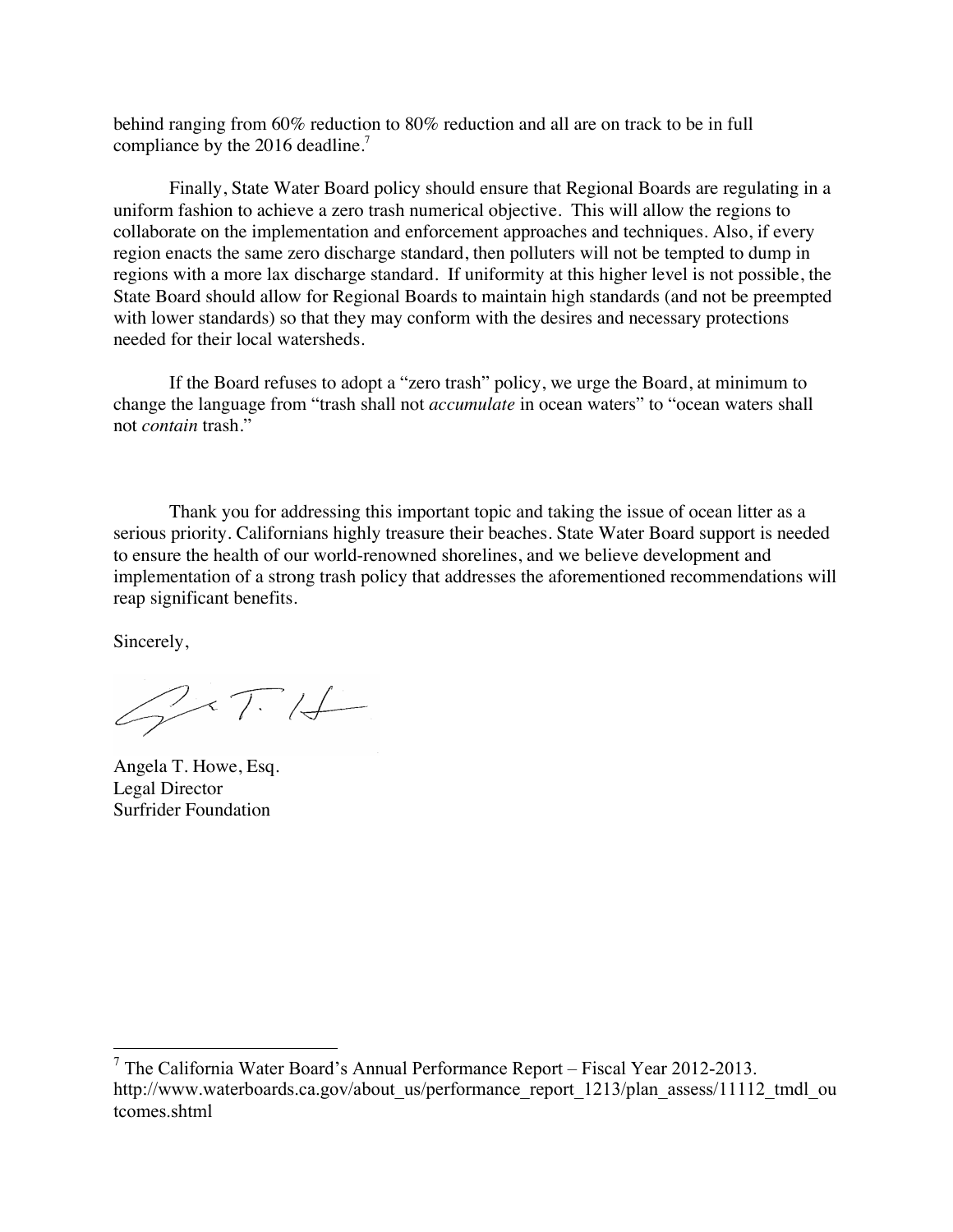behind ranging from 60% reduction to 80% reduction and all are on track to be in full compliance by the 2016 deadline.[7]

Finally, State Water Board policy should ensure that Regional Boards are regulating in a uniform fashion to achieve a zero trash numerical objective. This will allow the regions to collaborate on the implementation and enforcement approaches and techniques. Also, if every region enacts the same zero discharge standard, then polluters will not be tempted to dump in regions with a more lax discharge standard. If uniformity at this higher level is not possible, the State Board should allow for Regional Boards to maintain high standards (and not be preempted with lower standards) so that they may conform with the desires and necessary protections needed for their local watersheds.

If the Board refuses to adopt a "zero trash" policy, we urge the Board, at minimum to change the language from "trash shall not *accumulate* in ocean waters" to "ocean waters shall not *contain* trash."

Thank you for addressing this important topic and taking the issue of ocean litter as a serious priority. Californians highly treasure their beaches. State Water Board support is needed to ensure the health of our world-renowned shorelines, and we believe development and implementation of a strong trash policy that addresses the aforementioned recommendations will reap significant benefits.

Sincerely,

Angela T. Howe, Esq.
Legal Director
Surfrider Foundation

---

[7] The California Water Board's Annual Performance Report – Fiscal Year 2012-2013. http://www.waterboards.ca.gov/about_us/performance_report_1213/plan_assess/11112_tmdl_outcomes.shtml